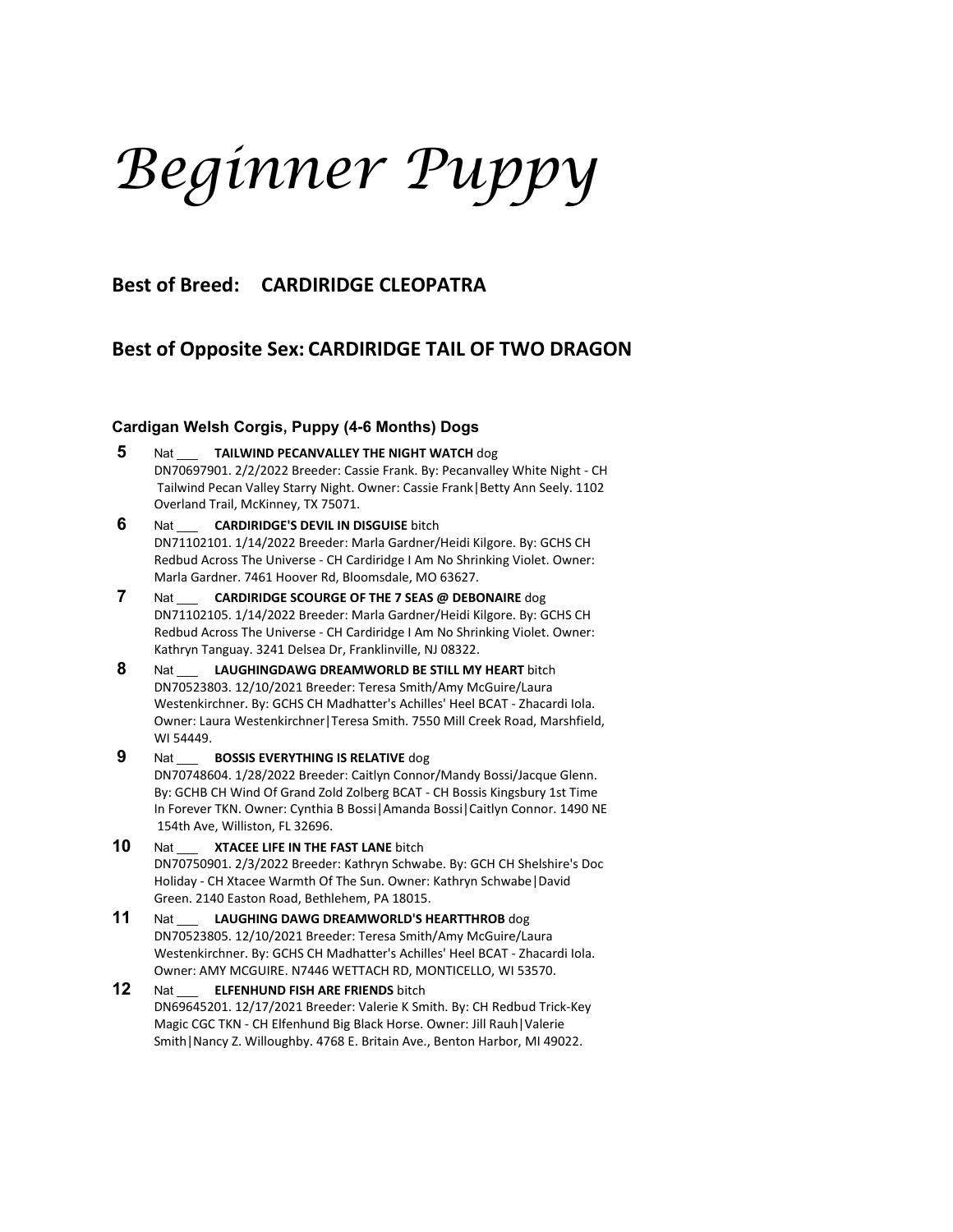# *Beginner Puppy*

## Best of Breed: CARDIRIDGE CLEOPATRA

## Best of Opposite Sex: CARDIRIDGE TAIL OF TWO DRAGON

### Cardigan Welsh Corgis, Puppy (4-6 Months) Dogs

**5** Nat ___ **TAILWIND PECANVALLEY THE NIGHT WATCH** dog
DN70697901. 2/2/2022 Breeder: Cassie Frank. By: Pecanvalley White Night - CH Tailwind Pecan Valley Starry Night. Owner: Cassie Frank|Betty Ann Seely. 1102 Overland Trail, McKinney, TX 75071.

**6** Nat ___ **CARDIRIDGE'S DEVIL IN DISGUISE** bitch
DN71102101. 1/14/2022 Breeder: Marla Gardner/Heidi Kilgore. By: GCHS CH Redbud Across The Universe - CH Cardiridge I Am No Shrinking Violet. Owner: Marla Gardner. 7461 Hoover Rd, Bloomsdale, MO 63627.

**7** Nat ___ **CARDIRIDGE SCOURGE OF THE 7 SEAS @ DEBONAIRE** dog
DN71102105. 1/14/2022 Breeder: Marla Gardner/Heidi Kilgore. By: GCHS CH Redbud Across The Universe - CH Cardiridge I Am No Shrinking Violet. Owner: Kathryn Tanguay. 3241 Delsea Dr, Franklinville, NJ 08322.

**8** Nat ___ **LAUGHINGDAWG DREAMWORLD BE STILL MY HEART** bitch
DN70523803. 12/10/2021 Breeder: Teresa Smith/Amy McGuire/Laura Westenkirchner. By: GCHS CH Madhatter's Achilles' Heel BCAT - Zhacardi Iola. Owner: Laura Westenkirchner|Teresa Smith. 7550 Mill Creek Road, Marshfield, WI 54449.

**9** Nat ___ **BOSSIS EVERYTHING IS RELATIVE** dog
DN70748604. 1/28/2022 Breeder: Caitlyn Connor/Mandy Bossi/Jacque Glenn. By: GCHB CH Wind Of Grand Zold Zolberg BCAT - CH Bossis Kingsbury 1st Time In Forever TKN. Owner: Cynthia B Bossi|Amanda Bossi|Caitlyn Connor. 1490 NE 154th Ave, Williston, FL 32696.

**10** Nat ___ **XTACEE LIFE IN THE FAST LANE** bitch
DN70750901. 2/3/2022 Breeder: Kathryn Schwabe. By: GCH CH Shelshire's Doc Holiday - CH Xtacee Warmth Of The Sun. Owner: Kathryn Schwabe|David Green. 2140 Easton Road, Bethlehem, PA 18015.

**11** Nat ___ **LAUGHING DAWG DREAMWORLD'S HEARTTHROB** dog
DN70523805. 12/10/2021 Breeder: Teresa Smith/Amy McGuire/Laura Westenkirchner. By: GCHS CH Madhatter's Achilles' Heel BCAT - Zhacardi Iola. Owner: AMY MCGUIRE. N7446 WETTACH RD, MONTICELLO, WI 53570.

**12** Nat ___ **ELFENHUND FISH ARE FRIENDS** bitch
DN69645201. 12/17/2021 Breeder: Valerie K Smith. By: CH Redbud Trick-Key Magic CGC TKN - CH Elfenhund Big Black Horse. Owner: Jill Rauh|Valerie Smith|Nancy Z. Willoughby. 4768 E. Britain Ave., Benton Harbor, MI 49022.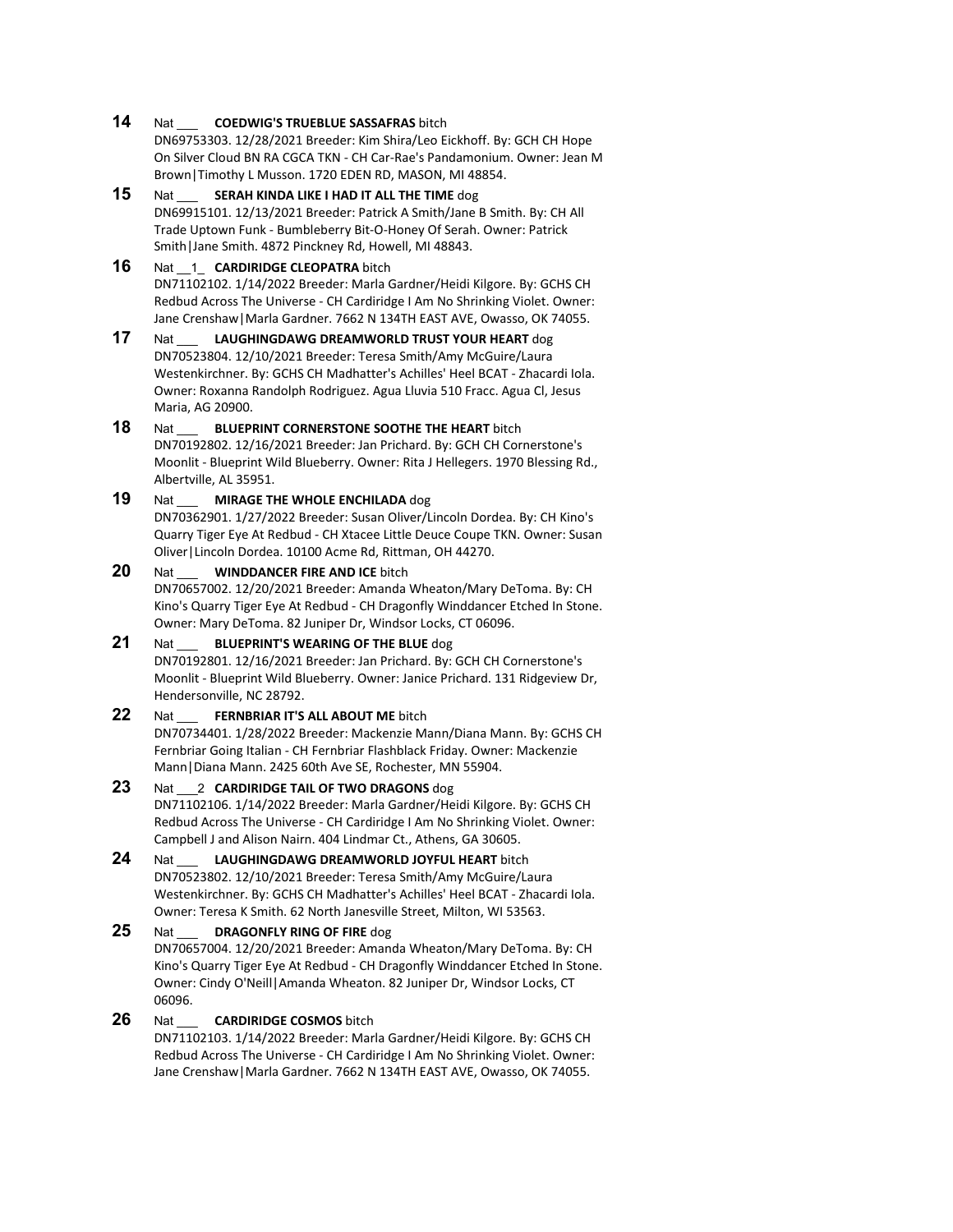**14** Nat ___ **COEDWIG'S TRUEBLUE SASSAFRAS** bitch
DN69753303. 12/28/2021 Breeder: Kim Shira/Leo Eickhoff. By: GCH CH Hope On Silver Cloud BN RA CGCA TKN - CH Car-Rae's Pandamonium. Owner: Jean M Brown|Timothy L Musson. 1720 EDEN RD, MASON, MI 48854.

**15** Nat ___ **SERAH KINDA LIKE I HAD IT ALL THE TIME** dog
DN69915101. 12/13/2021 Breeder: Patrick A Smith/Jane B Smith. By: CH All Trade Uptown Funk - Bumbleberry Bit-O-Honey Of Serah. Owner: Patrick Smith|Jane Smith. 4872 Pinckney Rd, Howell, MI 48843.

**16** Nat __1_ **CARDIRIDGE CLEOPATRA** bitch
DN71102102. 1/14/2022 Breeder: Marla Gardner/Heidi Kilgore. By: GCHS CH Redbud Across The Universe - CH Cardiridge I Am No Shrinking Violet. Owner: Jane Crenshaw|Marla Gardner. 7662 N 134TH EAST AVE, Owasso, OK 74055.

**17** Nat ___ **LAUGHINGDAWG DREAMWORLD TRUST YOUR HEART** dog
DN70523804. 12/10/2021 Breeder: Teresa Smith/Amy McGuire/Laura Westenkirchner. By: GCHS CH Madhatter's Achilles' Heel BCAT - Zhacardi Iola. Owner: Roxanna Randolph Rodriguez. Agua Lluvia 510 Fracc. Agua Cl, Jesus Maria, AG 20900.

**18** Nat ___ **BLUEPRINT CORNERSTONE SOOTHE THE HEART** bitch
DN70192802. 12/16/2021 Breeder: Jan Prichard. By: GCH CH Cornerstone's Moonlit - Blueprint Wild Blueberry. Owner: Rita J Hellegers. 1970 Blessing Rd., Albertville, AL 35951.

**19** Nat ___ **MIRAGE THE WHOLE ENCHILADA** dog
DN70362901. 1/27/2022 Breeder: Susan Oliver/Lincoln Dordea. By: CH Kino's Quarry Tiger Eye At Redbud - CH Xtacee Little Deuce Coupe TKN. Owner: Susan Oliver|Lincoln Dordea. 10100 Acme Rd, Rittman, OH 44270.

**20** Nat ___ **WINDDANCER FIRE AND ICE** bitch
DN70657002. 12/20/2021 Breeder: Amanda Wheaton/Mary DeToma. By: CH Kino's Quarry Tiger Eye At Redbud - CH Dragonfly Winddancer Etched In Stone. Owner: Mary DeToma. 82 Juniper Dr, Windsor Locks, CT 06096.

**21** Nat ___ **BLUEPRINT'S WEARING OF THE BLUE** dog
DN70192801. 12/16/2021 Breeder: Jan Prichard. By: GCH CH Cornerstone's Moonlit - Blueprint Wild Blueberry. Owner: Janice Prichard. 131 Ridgeview Dr, Hendersonville, NC 28792.

**22** Nat ___ **FERNBRIAR IT'S ALL ABOUT ME** bitch
DN70734401. 1/28/2022 Breeder: Mackenzie Mann/Diana Mann. By: GCHS CH Fernbriar Going Italian - CH Fernbriar Flashblack Friday. Owner: Mackenzie Mann|Diana Mann. 2425 60th Ave SE, Rochester, MN 55904.

**23** Nat ___2 **CARDIRIDGE TAIL OF TWO DRAGONS** dog
DN71102106. 1/14/2022 Breeder: Marla Gardner/Heidi Kilgore. By: GCHS CH Redbud Across The Universe - CH Cardiridge I Am No Shrinking Violet. Owner: Campbell J and Alison Nairn. 404 Lindmar Ct., Athens, GA 30605.

**24** Nat ___ **LAUGHINGDAWG DREAMWORLD JOYFUL HEART** bitch
DN70523802. 12/10/2021 Breeder: Teresa Smith/Amy McGuire/Laura Westenkirchner. By: GCHS CH Madhatter's Achilles' Heel BCAT - Zhacardi Iola. Owner: Teresa K Smith. 62 North Janesville Street, Milton, WI 53563.

**25** Nat ___ **DRAGONFLY RING OF FIRE** dog
DN70657004. 12/20/2021 Breeder: Amanda Wheaton/Mary DeToma. By: CH Kino's Quarry Tiger Eye At Redbud - CH Dragonfly Winddancer Etched In Stone. Owner: Cindy O'Neill|Amanda Wheaton. 82 Juniper Dr, Windsor Locks, CT 06096.

**26** Nat ___ **CARDIRIDGE COSMOS** bitch
DN71102103. 1/14/2022 Breeder: Marla Gardner/Heidi Kilgore. By: GCHS CH Redbud Across The Universe - CH Cardiridge I Am No Shrinking Violet. Owner: Jane Crenshaw|Marla Gardner. 7662 N 134TH EAST AVE, Owasso, OK 74055.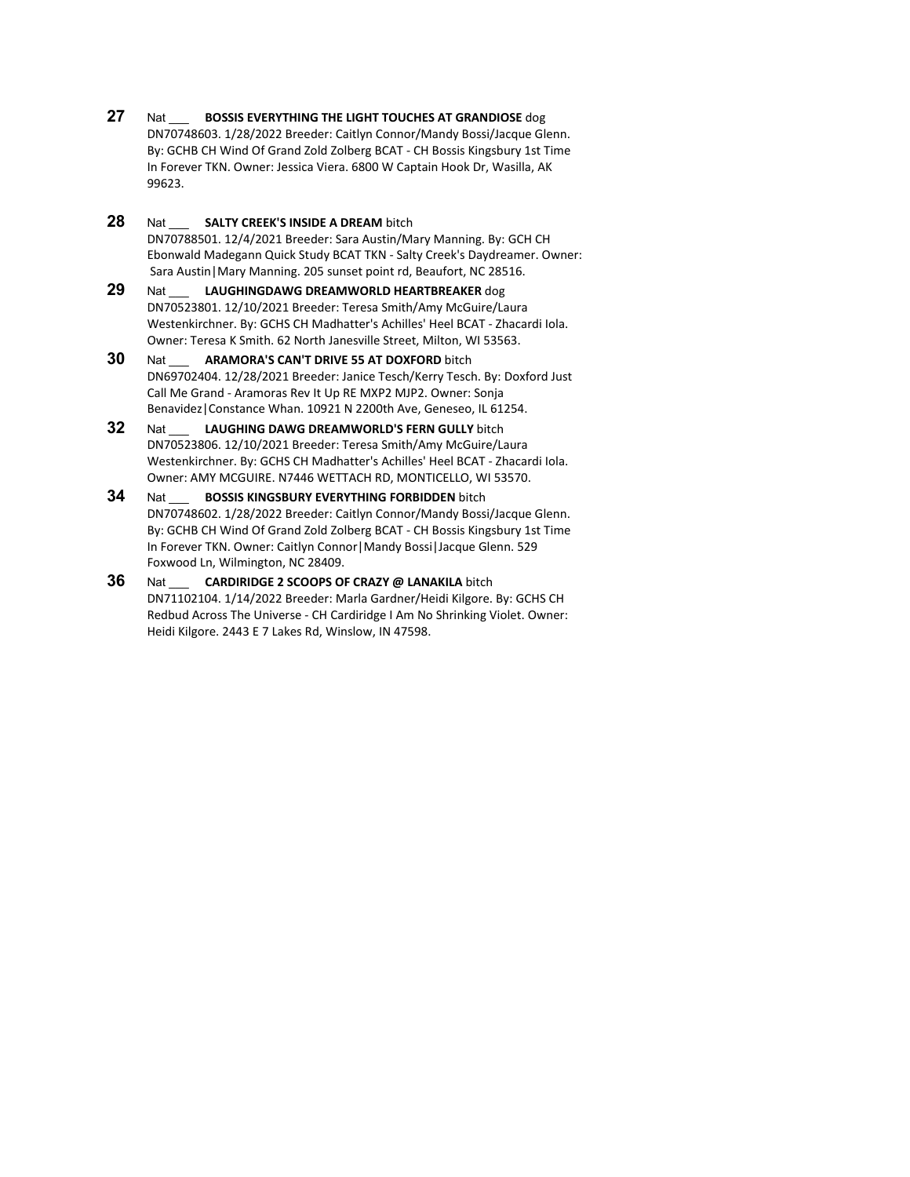**27** Nat ___ **BOSSIS EVERYTHING THE LIGHT TOUCHES AT GRANDIOSE** dog
DN70748603. 1/28/2022 Breeder: Caitlyn Connor/Mandy Bossi/Jacque Glenn. By: GCHB CH Wind Of Grand Zold Zolberg BCAT - CH Bossis Kingsbury 1st Time In Forever TKN. Owner: Jessica Viera. 6800 W Captain Hook Dr, Wasilla, AK 99623.

**28** Nat ___ **SALTY CREEK'S INSIDE A DREAM** bitch
DN70788501. 12/4/2021 Breeder: Sara Austin/Mary Manning. By: GCH CH Ebonwald Madegann Quick Study BCAT TKN - Salty Creek's Daydreamer. Owner: Sara Austin|Mary Manning. 205 sunset point rd, Beaufort, NC 28516.

**29** Nat ___ **LAUGHINGDAWG DREAMWORLD HEARTBREAKER** dog
DN70523801. 12/10/2021 Breeder: Teresa Smith/Amy McGuire/Laura Westenkirchner. By: GCHS CH Madhatter's Achilles' Heel BCAT - Zhacardi Iola. Owner: Teresa K Smith. 62 North Janesville Street, Milton, WI 53563.

**30** Nat ___ **ARAMORA'S CAN'T DRIVE 55 AT DOXFORD** bitch
DN69702404. 12/28/2021 Breeder: Janice Tesch/Kerry Tesch. By: Doxford Just Call Me Grand - Aramoras Rev It Up RE MXP2 MJP2. Owner: Sonja Benavidez|Constance Whan. 10921 N 2200th Ave, Geneseo, IL 61254.

**32** Nat ___ **LAUGHING DAWG DREAMWORLD'S FERN GULLY** bitch
DN70523806. 12/10/2021 Breeder: Teresa Smith/Amy McGuire/Laura Westenkirchner. By: GCHS CH Madhatter's Achilles' Heel BCAT - Zhacardi Iola. Owner: AMY MCGUIRE. N7446 WETTACH RD, MONTICELLO, WI 53570.

**34** Nat ___ **BOSSIS KINGSBURY EVERYTHING FORBIDDEN** bitch
DN70748602. 1/28/2022 Breeder: Caitlyn Connor/Mandy Bossi/Jacque Glenn. By: GCHB CH Wind Of Grand Zold Zolberg BCAT - CH Bossis Kingsbury 1st Time In Forever TKN. Owner: Caitlyn Connor|Mandy Bossi|Jacque Glenn. 529 Foxwood Ln, Wilmington, NC 28409.

**36** Nat ___ **CARDIRIDGE 2 SCOOPS OF CRAZY @ LANAKILA** bitch
DN71102104. 1/14/2022 Breeder: Marla Gardner/Heidi Kilgore. By: GCHS CH Redbud Across The Universe - CH Cardiridge I Am No Shrinking Violet. Owner: Heidi Kilgore. 2443 E 7 Lakes Rd, Winslow, IN 47598.